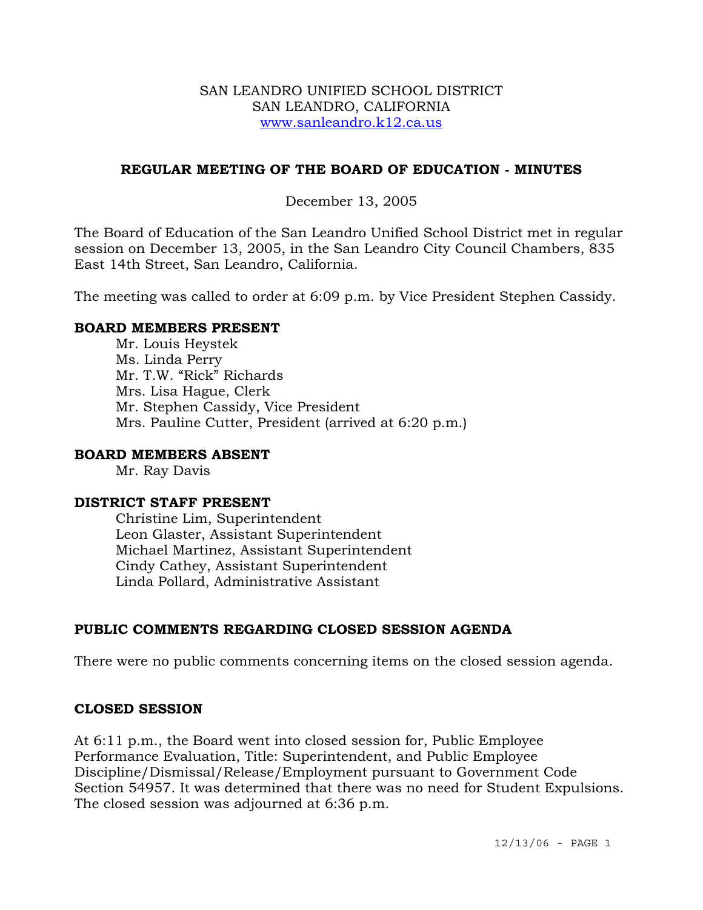SAN LEANDRO UNIFIED SCHOOL DISTRICT
SAN LEANDRO, CALIFORNIA
www.sanleandro.k12.ca.us

## REGULAR MEETING OF THE BOARD OF EDUCATION - MINUTES

December 13, 2005

The Board of Education of the San Leandro Unified School District met in regular session on December 13, 2005, in the San Leandro City Council Chambers, 835 East 14th Street, San Leandro, California.

The meeting was called to order at 6:09 p.m. by Vice President Stephen Cassidy.

### BOARD MEMBERS PRESENT

Mr. Louis Heystek
Ms. Linda Perry
Mr. T.W. "Rick" Richards
Mrs. Lisa Hague, Clerk
Mr. Stephen Cassidy, Vice President
Mrs. Pauline Cutter, President (arrived at 6:20 p.m.)

### BOARD MEMBERS ABSENT

Mr. Ray Davis

### DISTRICT STAFF PRESENT

Christine Lim, Superintendent
Leon Glaster, Assistant Superintendent
Michael Martinez, Assistant Superintendent
Cindy Cathey, Assistant Superintendent
Linda Pollard, Administrative Assistant

### PUBLIC COMMENTS REGARDING CLOSED SESSION AGENDA

There were no public comments concerning items on the closed session agenda.

### CLOSED SESSION

At 6:11 p.m., the Board went into closed session for, Public Employee Performance Evaluation, Title: Superintendent, and Public Employee Discipline/Dismissal/Release/Employment pursuant to Government Code Section 54957. It was determined that there was no need for Student Expulsions. The closed session was adjourned at 6:36 p.m.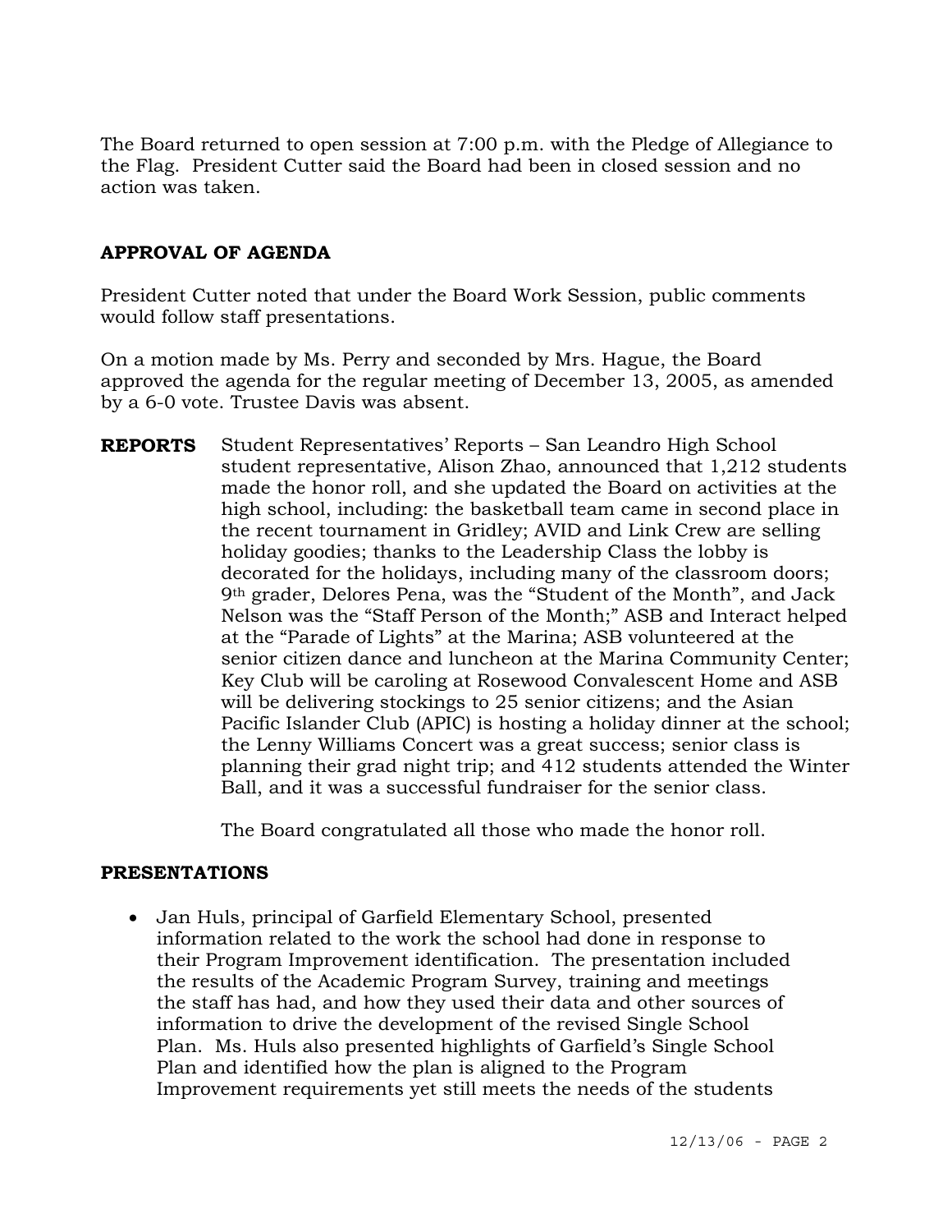The Board returned to open session at 7:00 p.m. with the Pledge of Allegiance to the Flag. President Cutter said the Board had been in closed session and no action was taken.

## APPROVAL OF AGENDA

President Cutter noted that under the Board Work Session, public comments would follow staff presentations.

On a motion made by Ms. Perry and seconded by Mrs. Hague, the Board approved the agenda for the regular meeting of December 13, 2005, as amended by a 6-0 vote. Trustee Davis was absent.

**REPORTS** Student Representatives' Reports – San Leandro High School student representative, Alison Zhao, announced that 1,212 students made the honor roll, and she updated the Board on activities at the high school, including: the basketball team came in second place in the recent tournament in Gridley; AVID and Link Crew are selling holiday goodies; thanks to the Leadership Class the lobby is decorated for the holidays, including many of the classroom doors; 9th grader, Delores Pena, was the "Student of the Month", and Jack Nelson was the "Staff Person of the Month;" ASB and Interact helped at the "Parade of Lights" at the Marina; ASB volunteered at the senior citizen dance and luncheon at the Marina Community Center; Key Club will be caroling at Rosewood Convalescent Home and ASB will be delivering stockings to 25 senior citizens; and the Asian Pacific Islander Club (APIC) is hosting a holiday dinner at the school; the Lenny Williams Concert was a great success; senior class is planning their grad night trip; and 412 students attended the Winter Ball, and it was a successful fundraiser for the senior class.

The Board congratulated all those who made the honor roll.

## PRESENTATIONS

- Jan Huls, principal of Garfield Elementary School, presented information related to the work the school had done in response to their Program Improvement identification. The presentation included the results of the Academic Program Survey, training and meetings the staff has had, and how they used their data and other sources of information to drive the development of the revised Single School Plan. Ms. Huls also presented highlights of Garfield's Single School Plan and identified how the plan is aligned to the Program Improvement requirements yet still meets the needs of the students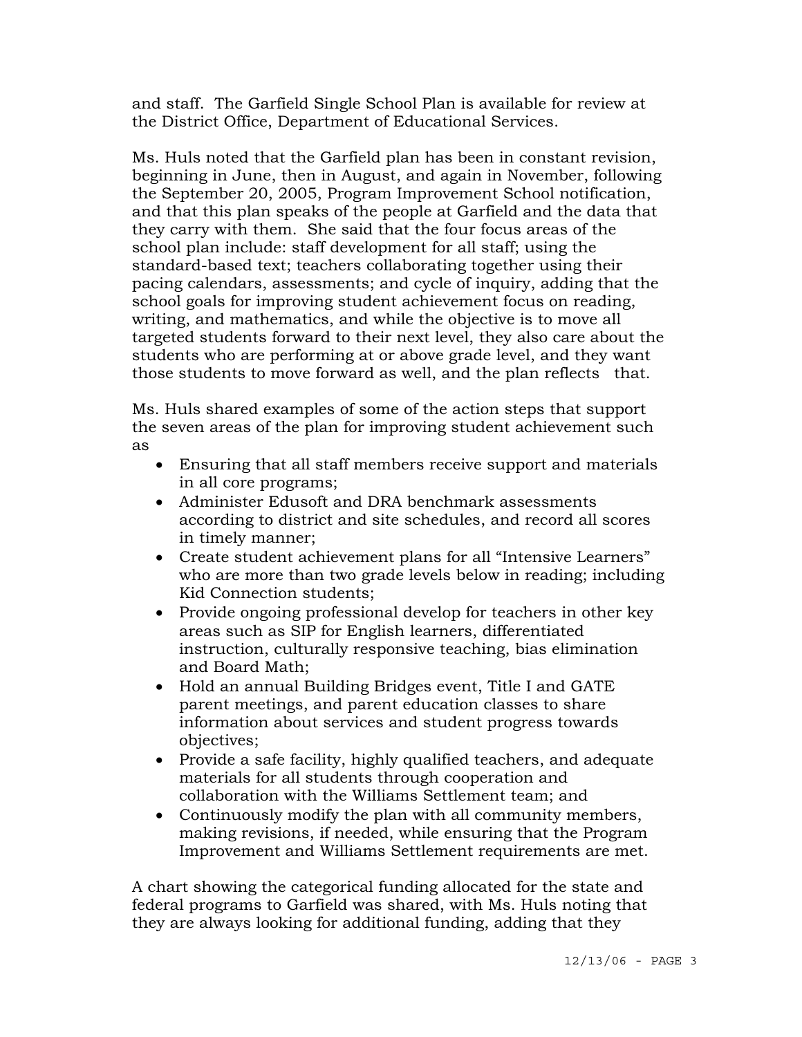and staff. The Garfield Single School Plan is available for review at the District Office, Department of Educational Services.

Ms. Huls noted that the Garfield plan has been in constant revision, beginning in June, then in August, and again in November, following the September 20, 2005, Program Improvement School notification, and that this plan speaks of the people at Garfield and the data that they carry with them. She said that the four focus areas of the school plan include: staff development for all staff; using the standard-based text; teachers collaborating together using their pacing calendars, assessments; and cycle of inquiry, adding that the school goals for improving student achievement focus on reading, writing, and mathematics, and while the objective is to move all targeted students forward to their next level, they also care about the students who are performing at or above grade level, and they want those students to move forward as well, and the plan reflects that.

Ms. Huls shared examples of some of the action steps that support the seven areas of the plan for improving student achievement such as

- Ensuring that all staff members receive support and materials in all core programs;
- Administer Edusoft and DRA benchmark assessments according to district and site schedules, and record all scores in timely manner;
- Create student achievement plans for all "Intensive Learners" who are more than two grade levels below in reading; including Kid Connection students;
- Provide ongoing professional develop for teachers in other key areas such as SIP for English learners, differentiated instruction, culturally responsive teaching, bias elimination and Board Math;
- Hold an annual Building Bridges event, Title I and GATE parent meetings, and parent education classes to share information about services and student progress towards objectives;
- Provide a safe facility, highly qualified teachers, and adequate materials for all students through cooperation and collaboration with the Williams Settlement team; and
- Continuously modify the plan with all community members, making revisions, if needed, while ensuring that the Program Improvement and Williams Settlement requirements are met.

A chart showing the categorical funding allocated for the state and federal programs to Garfield was shared, with Ms. Huls noting that they are always looking for additional funding, adding that they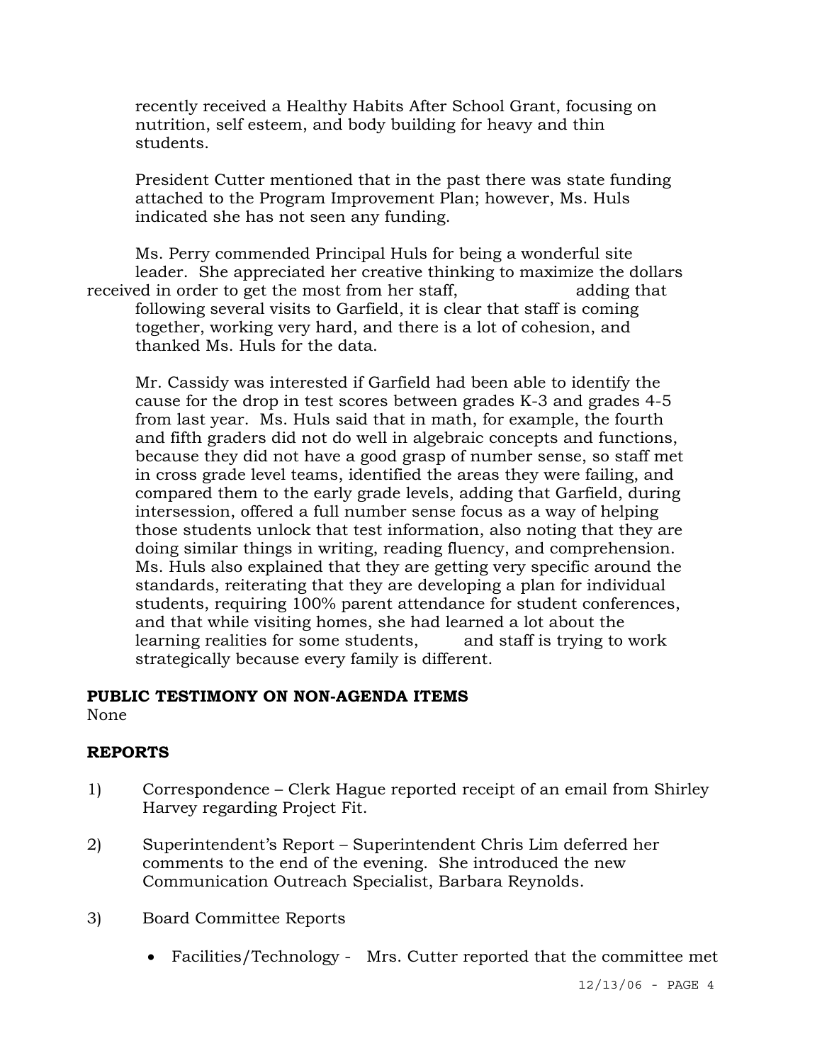recently received a Healthy Habits After School Grant, focusing on nutrition, self esteem, and body building for heavy and thin students.

President Cutter mentioned that in the past there was state funding attached to the Program Improvement Plan; however, Ms. Huls indicated she has not seen any funding.

Ms. Perry commended Principal Huls for being a wonderful site leader. She appreciated her creative thinking to maximize the dollars received in order to get the most from her staff, adding that following several visits to Garfield, it is clear that staff is coming together, working very hard, and there is a lot of cohesion, and thanked Ms. Huls for the data.

Mr. Cassidy was interested if Garfield had been able to identify the cause for the drop in test scores between grades K-3 and grades 4-5 from last year. Ms. Huls said that in math, for example, the fourth and fifth graders did not do well in algebraic concepts and functions, because they did not have a good grasp of number sense, so staff met in cross grade level teams, identified the areas they were failing, and compared them to the early grade levels, adding that Garfield, during intersession, offered a full number sense focus as a way of helping those students unlock that test information, also noting that they are doing similar things in writing, reading fluency, and comprehension. Ms. Huls also explained that they are getting very specific around the standards, reiterating that they are developing a plan for individual students, requiring 100% parent attendance for student conferences, and that while visiting homes, she had learned a lot about the learning realities for some students, and staff is trying to work strategically because every family is different.

**PUBLIC TESTIMONY ON NON-AGENDA ITEMS**
None

**REPORTS**

1) Correspondence – Clerk Hague reported receipt of an email from Shirley Harvey regarding Project Fit.

2) Superintendent's Report – Superintendent Chris Lim deferred her comments to the end of the evening. She introduced the new Communication Outreach Specialist, Barbara Reynolds.

3) Board Committee Reports

   - Facilities/Technology - Mrs. Cutter reported that the committee met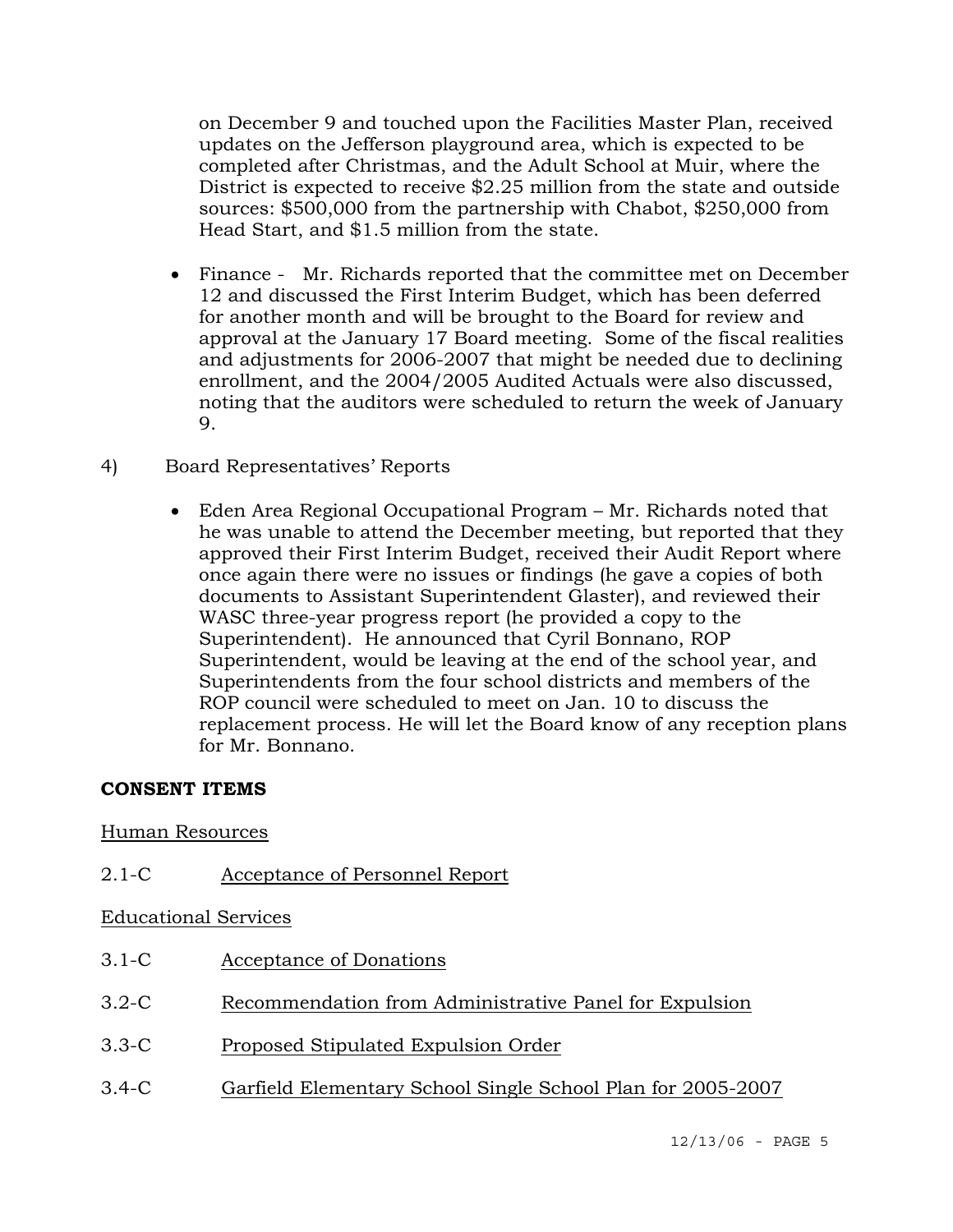on December 9 and touched upon the Facilities Master Plan, received updates on the Jefferson playground area, which is expected to be completed after Christmas, and the Adult School at Muir, where the District is expected to receive $2.25 million from the state and outside sources: $500,000 from the partnership with Chabot, $250,000 from Head Start, and $1.5 million from the state.

- Finance - Mr. Richards reported that the committee met on December 12 and discussed the First Interim Budget, which has been deferred for another month and will be brought to the Board for review and approval at the January 17 Board meeting. Some of the fiscal realities and adjustments for 2006-2007 that might be needed due to declining enrollment, and the 2004/2005 Audited Actuals were also discussed, noting that the auditors were scheduled to return the week of January 9.

4) Board Representatives' Reports

- Eden Area Regional Occupational Program – Mr. Richards noted that he was unable to attend the December meeting, but reported that they approved their First Interim Budget, received their Audit Report where once again there were no issues or findings (he gave a copies of both documents to Assistant Superintendent Glaster), and reviewed their WASC three-year progress report (he provided a copy to the Superintendent). He announced that Cyril Bonnano, ROP Superintendent, would be leaving at the end of the school year, and Superintendents from the four school districts and members of the ROP council were scheduled to meet on Jan. 10 to discuss the replacement process. He will let the Board know of any reception plans for Mr. Bonnano.

**CONSENT ITEMS**

Human Resources

2.1-C Acceptance of Personnel Report

Educational Services

3.1-C Acceptance of Donations

3.2-C Recommendation from Administrative Panel for Expulsion

3.3-C Proposed Stipulated Expulsion Order

3.4-C Garfield Elementary School Single School Plan for 2005-2007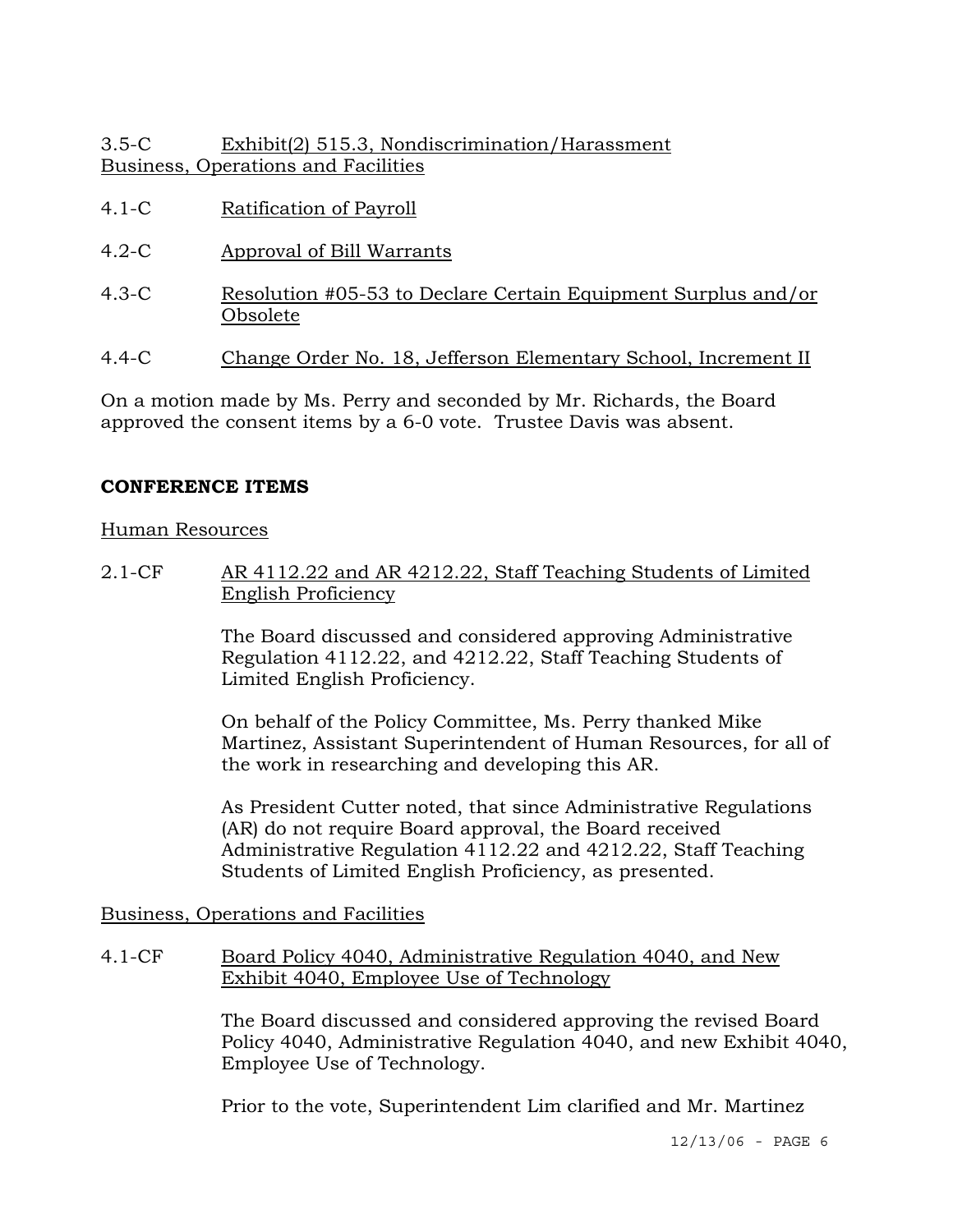3.5-C Exhibit(2) 515.3, Nondiscrimination/Harassment

Business, Operations and Facilities

4.1-C Ratification of Payroll

4.2-C Approval of Bill Warrants

4.3-C Resolution #05-53 to Declare Certain Equipment Surplus and/or Obsolete

4.4-C Change Order No. 18, Jefferson Elementary School, Increment II

On a motion made by Ms. Perry and seconded by Mr. Richards, the Board approved the consent items by a 6-0 vote. Trustee Davis was absent.

**CONFERENCE ITEMS**

Human Resources

2.1-CF AR 4112.22 and AR 4212.22, Staff Teaching Students of Limited English Proficiency

The Board discussed and considered approving Administrative Regulation 4112.22, and 4212.22, Staff Teaching Students of Limited English Proficiency.

On behalf of the Policy Committee, Ms. Perry thanked Mike Martinez, Assistant Superintendent of Human Resources, for all of the work in researching and developing this AR.

As President Cutter noted, that since Administrative Regulations (AR) do not require Board approval, the Board received Administrative Regulation 4112.22 and 4212.22, Staff Teaching Students of Limited English Proficiency, as presented.

Business, Operations and Facilities

4.1-CF Board Policy 4040, Administrative Regulation 4040, and New Exhibit 4040, Employee Use of Technology

The Board discussed and considered approving the revised Board Policy 4040, Administrative Regulation 4040, and new Exhibit 4040, Employee Use of Technology.

Prior to the vote, Superintendent Lim clarified and Mr. Martinez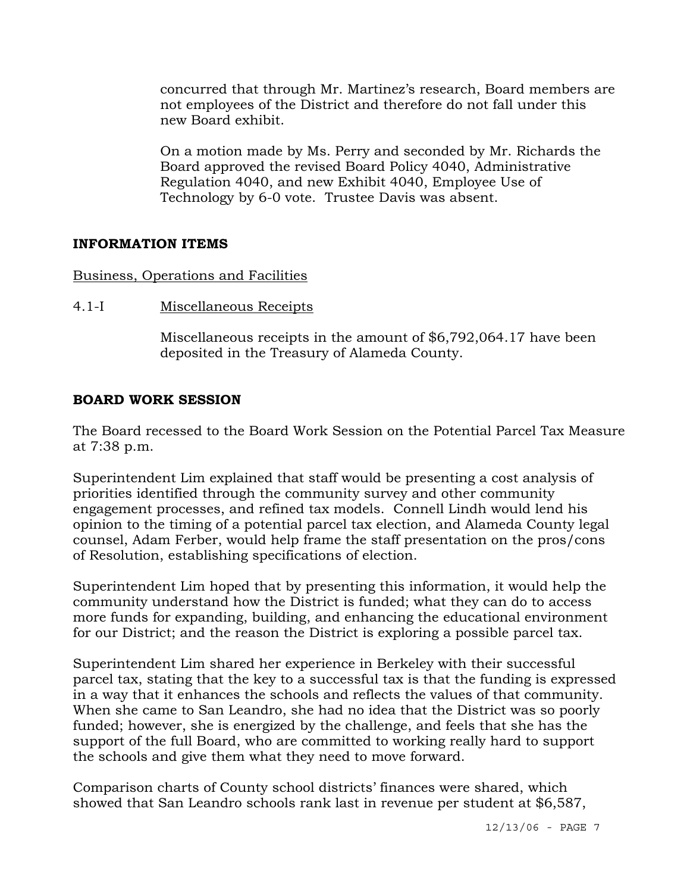concurred that through Mr. Martinez's research, Board members are not employees of the District and therefore do not fall under this new Board exhibit.

On a motion made by Ms. Perry and seconded by Mr. Richards the Board approved the revised Board Policy 4040, Administrative Regulation 4040, and new Exhibit 4040, Employee Use of Technology by 6-0 vote. Trustee Davis was absent.

## INFORMATION ITEMS

Business, Operations and Facilities

4.1-I Miscellaneous Receipts

Miscellaneous receipts in the amount of $6,792,064.17 have been deposited in the Treasury of Alameda County.

## BOARD WORK SESSION

The Board recessed to the Board Work Session on the Potential Parcel Tax Measure at 7:38 p.m.

Superintendent Lim explained that staff would be presenting a cost analysis of priorities identified through the community survey and other community engagement processes, and refined tax models. Connell Lindh would lend his opinion to the timing of a potential parcel tax election, and Alameda County legal counsel, Adam Ferber, would help frame the staff presentation on the pros/cons of Resolution, establishing specifications of election.

Superintendent Lim hoped that by presenting this information, it would help the community understand how the District is funded; what they can do to access more funds for expanding, building, and enhancing the educational environment for our District; and the reason the District is exploring a possible parcel tax.

Superintendent Lim shared her experience in Berkeley with their successful parcel tax, stating that the key to a successful tax is that the funding is expressed in a way that it enhances the schools and reflects the values of that community. When she came to San Leandro, she had no idea that the District was so poorly funded; however, she is energized by the challenge, and feels that she has the support of the full Board, who are committed to working really hard to support the schools and give them what they need to move forward.

Comparison charts of County school districts' finances were shared, which showed that San Leandro schools rank last in revenue per student at $6,587,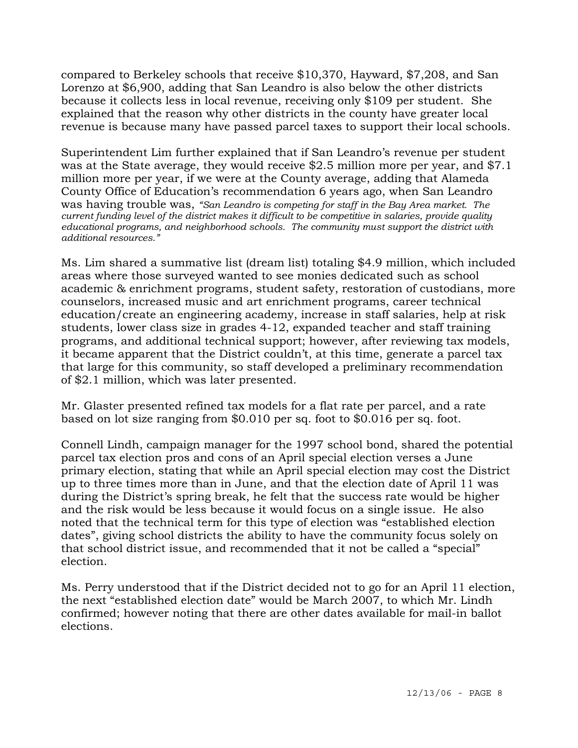compared to Berkeley schools that receive $10,370, Hayward, $7,208, and San Lorenzo at $6,900, adding that San Leandro is also below the other districts because it collects less in local revenue, receiving only $109 per student. She explained that the reason why other districts in the county have greater local revenue is because many have passed parcel taxes to support their local schools.

Superintendent Lim further explained that if San Leandro's revenue per student was at the State average, they would receive $2.5 million more per year, and $7.1 million more per year, if we were at the County average, adding that Alameda County Office of Education's recommendation 6 years ago, when San Leandro was having trouble was, *"San Leandro is competing for staff in the Bay Area market. The current funding level of the district makes it difficult to be competitive in salaries, provide quality educational programs, and neighborhood schools. The community must support the district with additional resources."*

Ms. Lim shared a summative list (dream list) totaling $4.9 million, which included areas where those surveyed wanted to see monies dedicated such as school academic & enrichment programs, student safety, restoration of custodians, more counselors, increased music and art enrichment programs, career technical education/create an engineering academy, increase in staff salaries, help at risk students, lower class size in grades 4-12, expanded teacher and staff training programs, and additional technical support; however, after reviewing tax models, it became apparent that the District couldn't, at this time, generate a parcel tax that large for this community, so staff developed a preliminary recommendation of $2.1 million, which was later presented.

Mr. Glaster presented refined tax models for a flat rate per parcel, and a rate based on lot size ranging from $0.010 per sq. foot to $0.016 per sq. foot.

Connell Lindh, campaign manager for the 1997 school bond, shared the potential parcel tax election pros and cons of an April special election verses a June primary election, stating that while an April special election may cost the District up to three times more than in June, and that the election date of April 11 was during the District's spring break, he felt that the success rate would be higher and the risk would be less because it would focus on a single issue. He also noted that the technical term for this type of election was "established election dates", giving school districts the ability to have the community focus solely on that school district issue, and recommended that it not be called a "special" election.

Ms. Perry understood that if the District decided not to go for an April 11 election, the next "established election date" would be March 2007, to which Mr. Lindh confirmed; however noting that there are other dates available for mail-in ballot elections.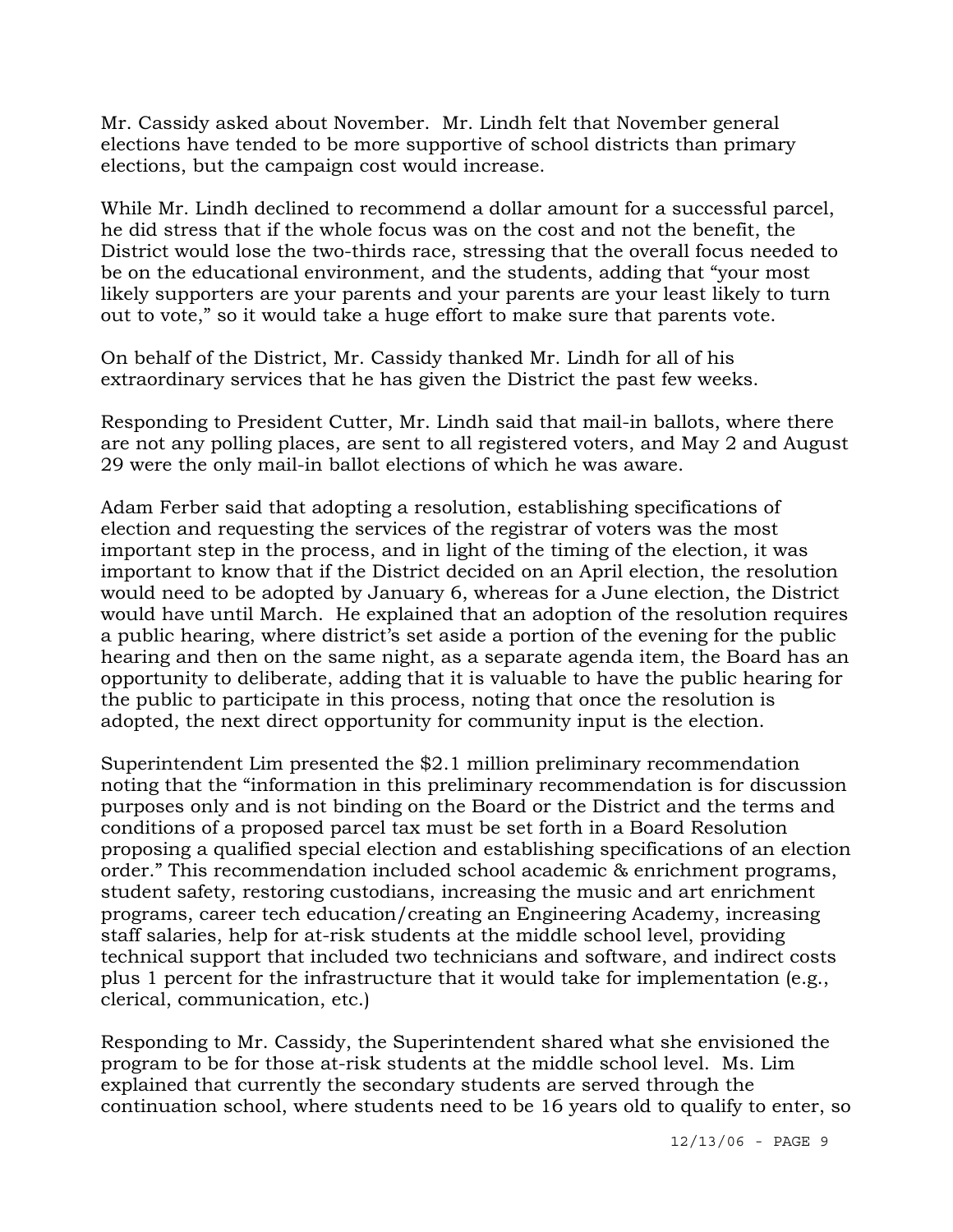Mr. Cassidy asked about November. Mr. Lindh felt that November general elections have tended to be more supportive of school districts than primary elections, but the campaign cost would increase.

While Mr. Lindh declined to recommend a dollar amount for a successful parcel, he did stress that if the whole focus was on the cost and not the benefit, the District would lose the two-thirds race, stressing that the overall focus needed to be on the educational environment, and the students, adding that "your most likely supporters are your parents and your parents are your least likely to turn out to vote," so it would take a huge effort to make sure that parents vote.

On behalf of the District, Mr. Cassidy thanked Mr. Lindh for all of his extraordinary services that he has given the District the past few weeks.

Responding to President Cutter, Mr. Lindh said that mail-in ballots, where there are not any polling places, are sent to all registered voters, and May 2 and August 29 were the only mail-in ballot elections of which he was aware.

Adam Ferber said that adopting a resolution, establishing specifications of election and requesting the services of the registrar of voters was the most important step in the process, and in light of the timing of the election, it was important to know that if the District decided on an April election, the resolution would need to be adopted by January 6, whereas for a June election, the District would have until March. He explained that an adoption of the resolution requires a public hearing, where district's set aside a portion of the evening for the public hearing and then on the same night, as a separate agenda item, the Board has an opportunity to deliberate, adding that it is valuable to have the public hearing for the public to participate in this process, noting that once the resolution is adopted, the next direct opportunity for community input is the election.

Superintendent Lim presented the $2.1 million preliminary recommendation noting that the "information in this preliminary recommendation is for discussion purposes only and is not binding on the Board or the District and the terms and conditions of a proposed parcel tax must be set forth in a Board Resolution proposing a qualified special election and establishing specifications of an election order." This recommendation included school academic & enrichment programs, student safety, restoring custodians, increasing the music and art enrichment programs, career tech education/creating an Engineering Academy, increasing staff salaries, help for at-risk students at the middle school level, providing technical support that included two technicians and software, and indirect costs plus 1 percent for the infrastructure that it would take for implementation (e.g., clerical, communication, etc.)

Responding to Mr. Cassidy, the Superintendent shared what she envisioned the program to be for those at-risk students at the middle school level. Ms. Lim explained that currently the secondary students are served through the continuation school, where students need to be 16 years old to qualify to enter, so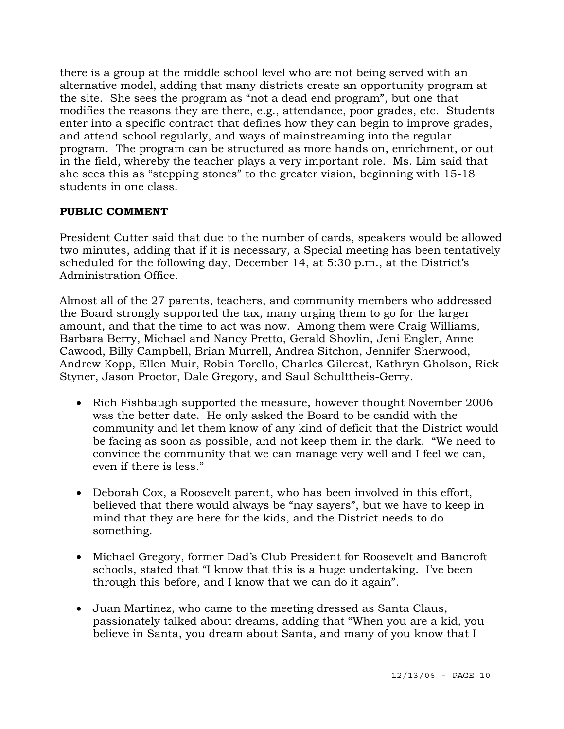there is a group at the middle school level who are not being served with an alternative model, adding that many districts create an opportunity program at the site. She sees the program as "not a dead end program", but one that modifies the reasons they are there, e.g., attendance, poor grades, etc. Students enter into a specific contract that defines how they can begin to improve grades, and attend school regularly, and ways of mainstreaming into the regular program. The program can be structured as more hands on, enrichment, or out in the field, whereby the teacher plays a very important role. Ms. Lim said that she sees this as "stepping stones" to the greater vision, beginning with 15-18 students in one class.

**PUBLIC COMMENT**

President Cutter said that due to the number of cards, speakers would be allowed two minutes, adding that if it is necessary, a Special meeting has been tentatively scheduled for the following day, December 14, at 5:30 p.m., at the District's Administration Office.

Almost all of the 27 parents, teachers, and community members who addressed the Board strongly supported the tax, many urging them to go for the larger amount, and that the time to act was now. Among them were Craig Williams, Barbara Berry, Michael and Nancy Pretto, Gerald Shovlin, Jeni Engler, Anne Cawood, Billy Campbell, Brian Murrell, Andrea Sitchon, Jennifer Sherwood, Andrew Kopp, Ellen Muir, Robin Torello, Charles Gilcrest, Kathryn Gholson, Rick Styner, Jason Proctor, Dale Gregory, and Saul Schulttheis-Gerry.

- Rich Fishbaugh supported the measure, however thought November 2006 was the better date. He only asked the Board to be candid with the community and let them know of any kind of deficit that the District would be facing as soon as possible, and not keep them in the dark. "We need to convince the community that we can manage very well and I feel we can, even if there is less."

- Deborah Cox, a Roosevelt parent, who has been involved in this effort, believed that there would always be "nay sayers", but we have to keep in mind that they are here for the kids, and the District needs to do something.

- Michael Gregory, former Dad's Club President for Roosevelt and Bancroft schools, stated that "I know that this is a huge undertaking. I've been through this before, and I know that we can do it again".

- Juan Martinez, who came to the meeting dressed as Santa Claus, passionately talked about dreams, adding that "When you are a kid, you believe in Santa, you dream about Santa, and many of you know that I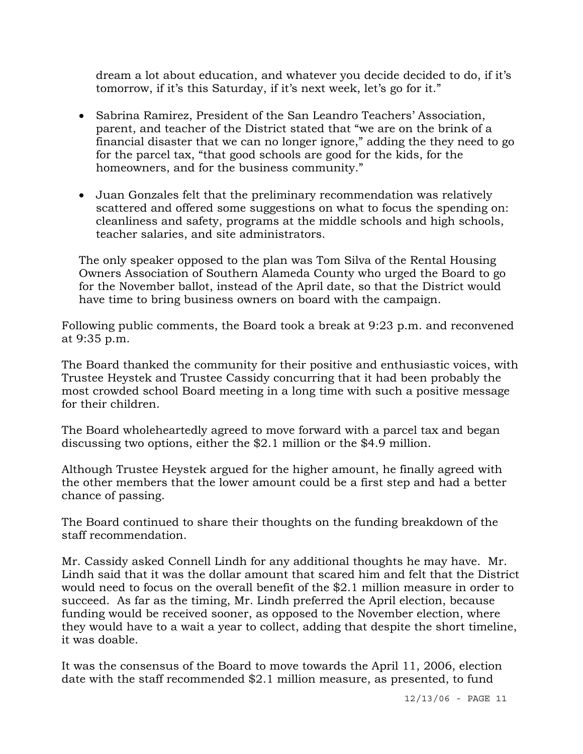dream a lot about education, and whatever you decide decided to do, if it's tomorrow, if it's this Saturday, if it's next week, let's go for it."

- Sabrina Ramirez, President of the San Leandro Teachers' Association, parent, and teacher of the District stated that "we are on the brink of a financial disaster that we can no longer ignore," adding the they need to go for the parcel tax, "that good schools are good for the kids, for the homeowners, and for the business community."

- Juan Gonzales felt that the preliminary recommendation was relatively scattered and offered some suggestions on what to focus the spending on: cleanliness and safety, programs at the middle schools and high schools, teacher salaries, and site administrators.

The only speaker opposed to the plan was Tom Silva of the Rental Housing Owners Association of Southern Alameda County who urged the Board to go for the November ballot, instead of the April date, so that the District would have time to bring business owners on board with the campaign.

Following public comments, the Board took a break at 9:23 p.m. and reconvened at 9:35 p.m.

The Board thanked the community for their positive and enthusiastic voices, with Trustee Heystek and Trustee Cassidy concurring that it had been probably the most crowded school Board meeting in a long time with such a positive message for their children.

The Board wholeheartedly agreed to move forward with a parcel tax and began discussing two options, either the $2.1 million or the $4.9 million.

Although Trustee Heystek argued for the higher amount, he finally agreed with the other members that the lower amount could be a first step and had a better chance of passing.

The Board continued to share their thoughts on the funding breakdown of the staff recommendation.

Mr. Cassidy asked Connell Lindh for any additional thoughts he may have. Mr. Lindh said that it was the dollar amount that scared him and felt that the District would need to focus on the overall benefit of the $2.1 million measure in order to succeed. As far as the timing, Mr. Lindh preferred the April election, because funding would be received sooner, as opposed to the November election, where they would have to a wait a year to collect, adding that despite the short timeline, it was doable.

It was the consensus of the Board to move towards the April 11, 2006, election date with the staff recommended $2.1 million measure, as presented, to fund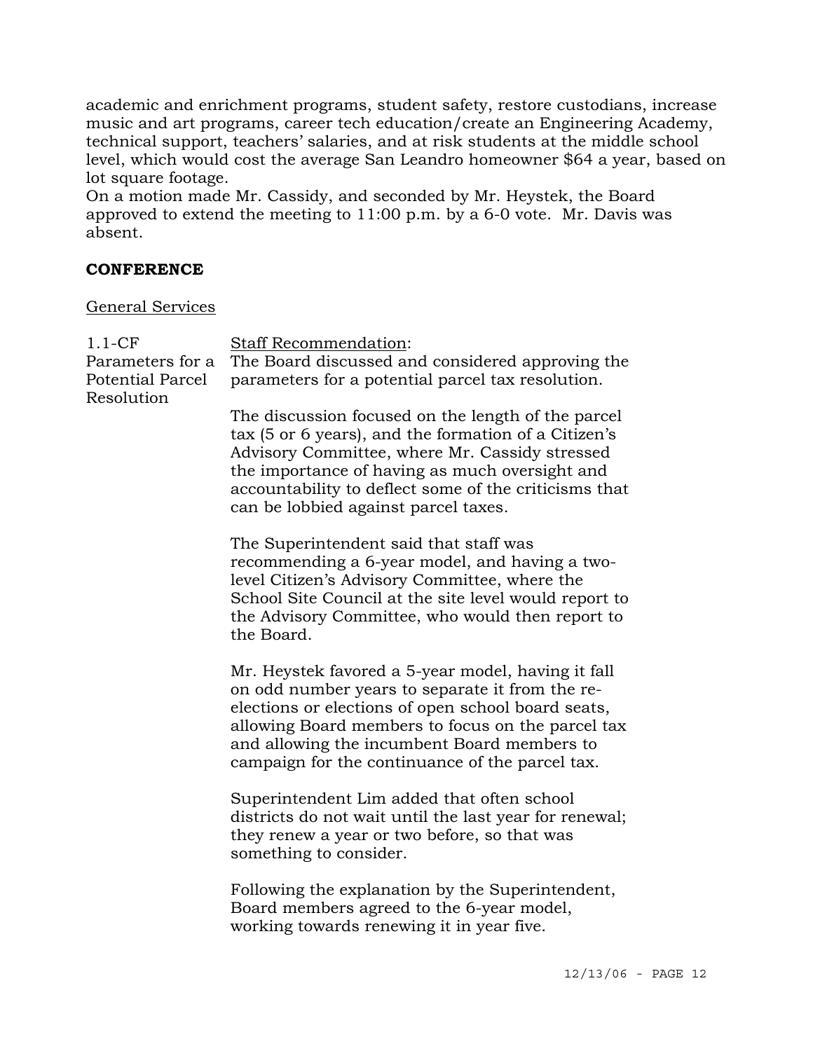academic and enrichment programs, student safety, restore custodians, increase music and art programs, career tech education/create an Engineering Academy, technical support, teachers' salaries, and at risk students at the middle school level, which would cost the average San Leandro homeowner $64 a year, based on lot square footage.

On a motion made Mr. Cassidy, and seconded by Mr. Heystek, the Board approved to extend the meeting to 11:00 p.m. by a 6-0 vote. Mr. Davis was absent.

**CONFERENCE**

General Services

1.1-CF Parameters for a Potential Parcel Resolution

Staff Recommendation:
The Board discussed and considered approving the parameters for a potential parcel tax resolution.

The discussion focused on the length of the parcel tax (5 or 6 years), and the formation of a Citizen's Advisory Committee, where Mr. Cassidy stressed the importance of having as much oversight and accountability to deflect some of the criticisms that can be lobbied against parcel taxes.

The Superintendent said that staff was recommending a 6-year model, and having a two-level Citizen's Advisory Committee, where the School Site Council at the site level would report to the Advisory Committee, who would then report to the Board.

Mr. Heystek favored a 5-year model, having it fall on odd number years to separate it from the re-elections or elections of open school board seats, allowing Board members to focus on the parcel tax and allowing the incumbent Board members to campaign for the continuance of the parcel tax.

Superintendent Lim added that often school districts do not wait until the last year for renewal; they renew a year or two before, so that was something to consider.

Following the explanation by the Superintendent, Board members agreed to the 6-year model, working towards renewing it in year five.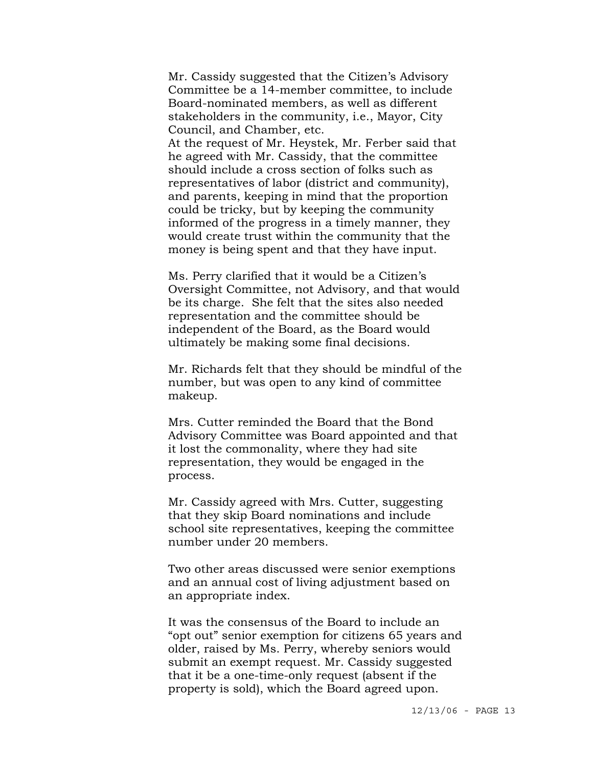Mr. Cassidy suggested that the Citizen's Advisory Committee be a 14-member committee, to include Board-nominated members, as well as different stakeholders in the community, i.e., Mayor, City Council, and Chamber, etc.
At the request of Mr. Heystek, Mr. Ferber said that he agreed with Mr. Cassidy, that the committee should include a cross section of folks such as representatives of labor (district and community), and parents, keeping in mind that the proportion could be tricky, but by keeping the community informed of the progress in a timely manner, they would create trust within the community that the money is being spent and that they have input.

Ms. Perry clarified that it would be a Citizen's Oversight Committee, not Advisory, and that would be its charge. She felt that the sites also needed representation and the committee should be independent of the Board, as the Board would ultimately be making some final decisions.

Mr. Richards felt that they should be mindful of the number, but was open to any kind of committee makeup.

Mrs. Cutter reminded the Board that the Bond Advisory Committee was Board appointed and that it lost the commonality, where they had site representation, they would be engaged in the process.

Mr. Cassidy agreed with Mrs. Cutter, suggesting that they skip Board nominations and include school site representatives, keeping the committee number under 20 members.

Two other areas discussed were senior exemptions and an annual cost of living adjustment based on an appropriate index.

It was the consensus of the Board to include an "opt out" senior exemption for citizens 65 years and older, raised by Ms. Perry, whereby seniors would submit an exempt request. Mr. Cassidy suggested that it be a one-time-only request (absent if the property is sold), which the Board agreed upon.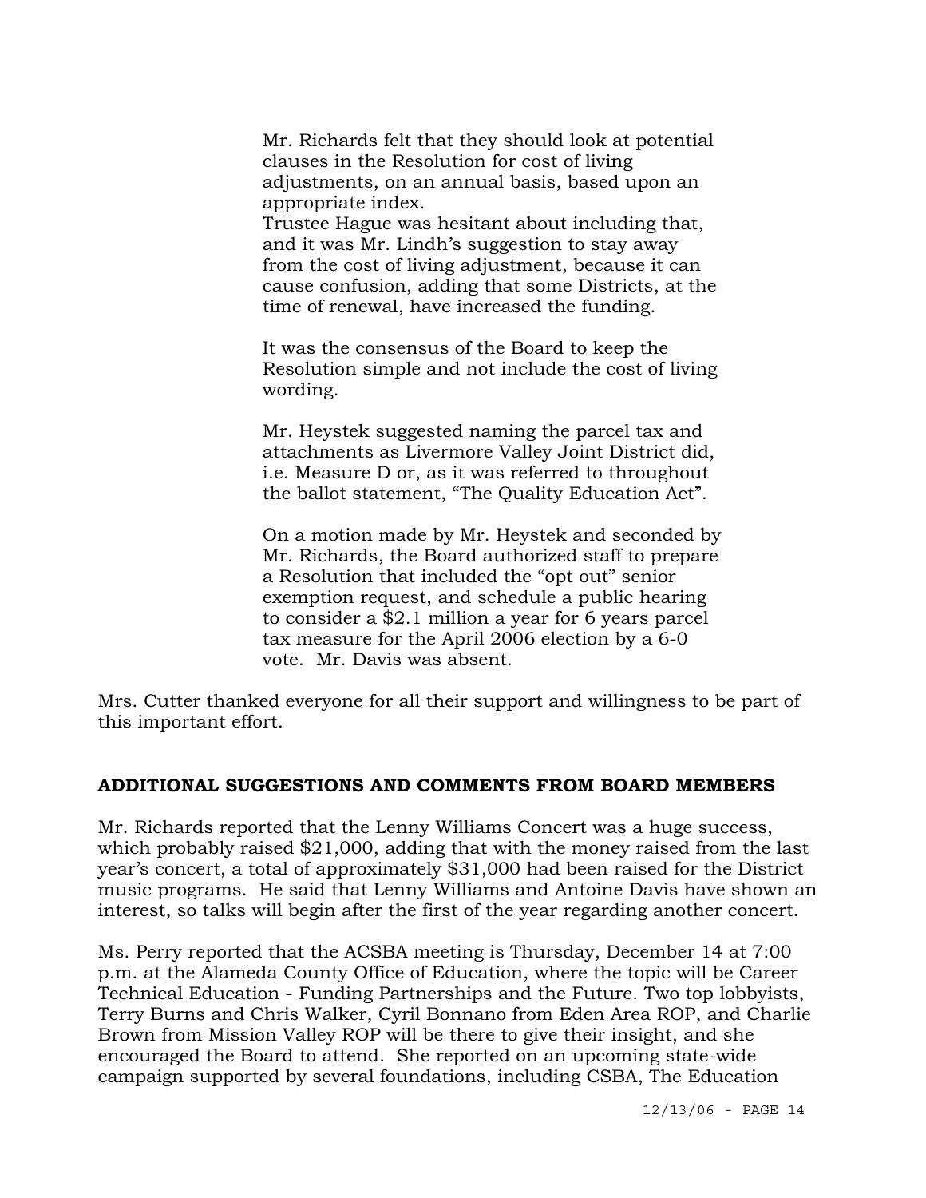Mr. Richards felt that they should look at potential clauses in the Resolution for cost of living adjustments, on an annual basis, based upon an appropriate index.
Trustee Hague was hesitant about including that, and it was Mr. Lindh's suggestion to stay away from the cost of living adjustment, because it can cause confusion, adding that some Districts, at the time of renewal, have increased the funding.

It was the consensus of the Board to keep the Resolution simple and not include the cost of living wording.

Mr. Heystek suggested naming the parcel tax and attachments as Livermore Valley Joint District did, i.e. Measure D or, as it was referred to throughout the ballot statement, "The Quality Education Act".

On a motion made by Mr. Heystek and seconded by Mr. Richards, the Board authorized staff to prepare a Resolution that included the "opt out" senior exemption request, and schedule a public hearing to consider a $2.1 million a year for 6 years parcel tax measure for the April 2006 election by a 6-0 vote. Mr. Davis was absent.

Mrs. Cutter thanked everyone for all their support and willingness to be part of this important effort.

## ADDITIONAL SUGGESTIONS AND COMMENTS FROM BOARD MEMBERS

Mr. Richards reported that the Lenny Williams Concert was a huge success, which probably raised $21,000, adding that with the money raised from the last year's concert, a total of approximately $31,000 had been raised for the District music programs. He said that Lenny Williams and Antoine Davis have shown an interest, so talks will begin after the first of the year regarding another concert.

Ms. Perry reported that the ACSBA meeting is Thursday, December 14 at 7:00 p.m. at the Alameda County Office of Education, where the topic will be Career Technical Education - Funding Partnerships and the Future. Two top lobbyists, Terry Burns and Chris Walker, Cyril Bonnano from Eden Area ROP, and Charlie Brown from Mission Valley ROP will be there to give their insight, and she encouraged the Board to attend. She reported on an upcoming state-wide campaign supported by several foundations, including CSBA, The Education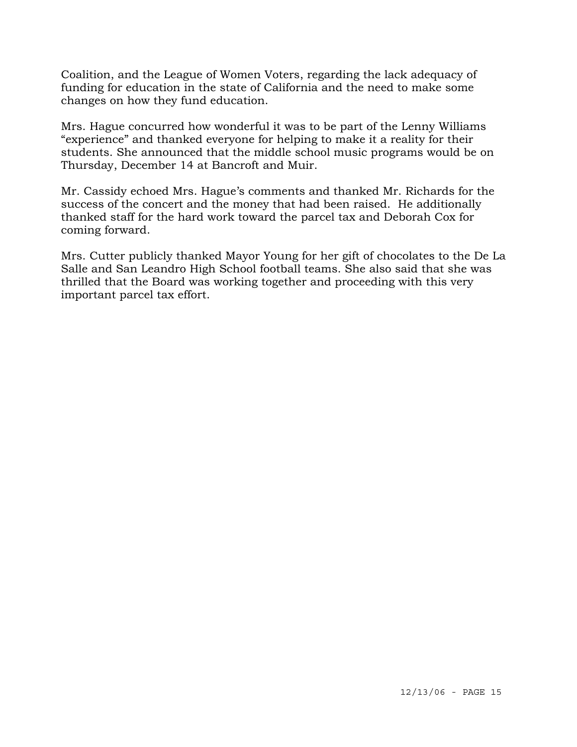Coalition, and the League of Women Voters, regarding the lack adequacy of funding for education in the state of California and the need to make some changes on how they fund education.

Mrs. Hague concurred how wonderful it was to be part of the Lenny Williams "experience" and thanked everyone for helping to make it a reality for their students. She announced that the middle school music programs would be on Thursday, December 14 at Bancroft and Muir.

Mr. Cassidy echoed Mrs. Hague's comments and thanked Mr. Richards for the success of the concert and the money that had been raised. He additionally thanked staff for the hard work toward the parcel tax and Deborah Cox for coming forward.

Mrs. Cutter publicly thanked Mayor Young for her gift of chocolates to the De La Salle and San Leandro High School football teams. She also said that she was thrilled that the Board was working together and proceeding with this very important parcel tax effort.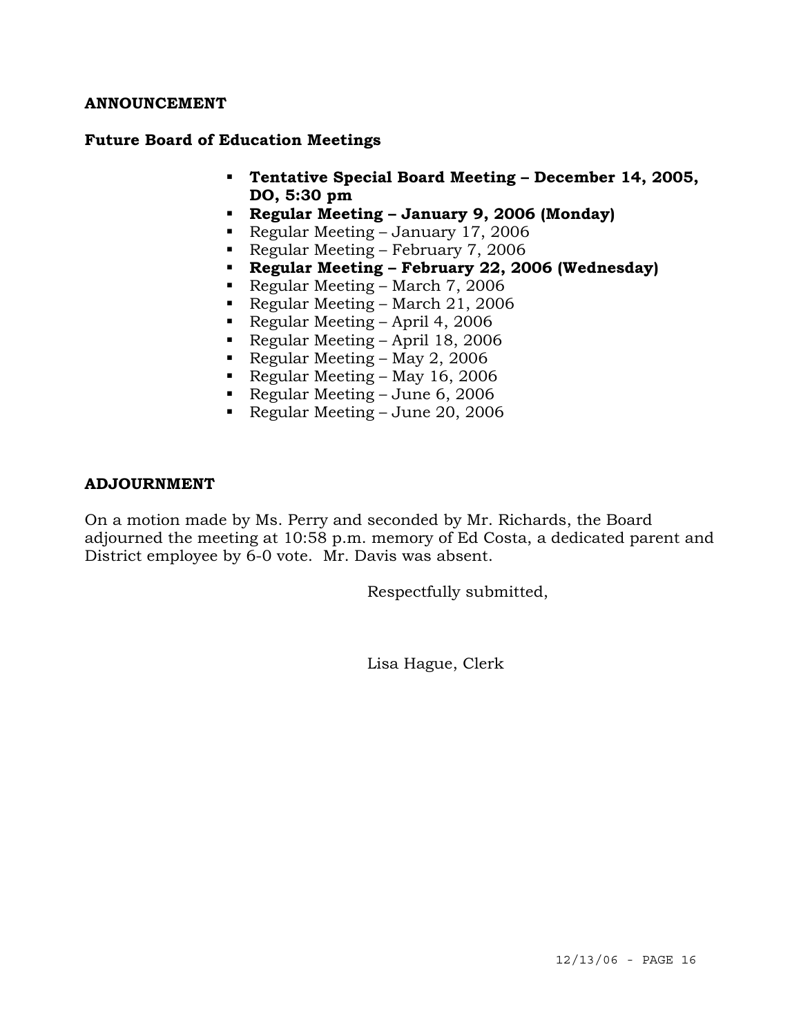**ANNOUNCEMENT**

**Future Board of Education Meetings**

- **Tentative Special Board Meeting – December 14, 2005, DO, 5:30 pm**
- **Regular Meeting – January 9, 2006 (Monday)**
- Regular Meeting – January 17, 2006
- Regular Meeting – February 7, 2006
- **Regular Meeting – February 22, 2006 (Wednesday)**
- Regular Meeting – March 7, 2006
- Regular Meeting – March 21, 2006
- Regular Meeting – April 4, 2006
- Regular Meeting – April 18, 2006
- Regular Meeting – May 2, 2006
- Regular Meeting – May 16, 2006
- Regular Meeting – June 6, 2006
- Regular Meeting – June 20, 2006

**ADJOURNMENT**

On a motion made by Ms. Perry and seconded by Mr. Richards, the Board adjourned the meeting at 10:58 p.m. memory of Ed Costa, a dedicated parent and District employee by 6-0 vote. Mr. Davis was absent.

Respectfully submitted,

Lisa Hague, Clerk